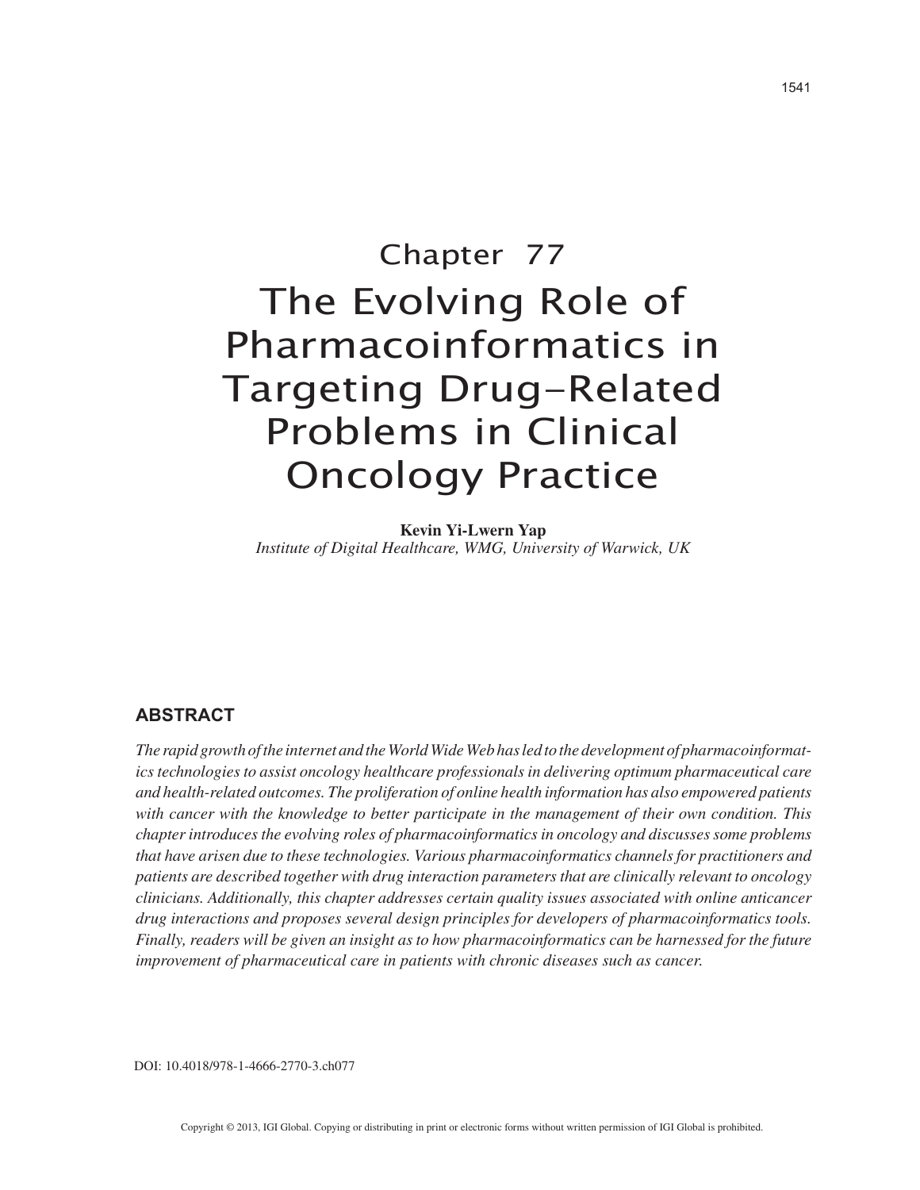# Chapter 77
# The Evolving Role of Pharmacoinformatics in Targeting Drug-Related Problems in Clinical Oncology Practice

**Kevin Yi-Lwern Yap**
*Institute of Digital Healthcare, WMG, University of Warwick, UK*

## ABSTRACT

*The rapid growth of the internet and the World Wide Web has led to the development of pharmacoinformatics technologies to assist oncology healthcare professionals in delivering optimum pharmaceutical care and health-related outcomes. The proliferation of online health information has also empowered patients with cancer with the knowledge to better participate in the management of their own condition. This chapter introduces the evolving roles of pharmacoinformatics in oncology and discusses some problems that have arisen due to these technologies. Various pharmacoinformatics channels for practitioners and patients are described together with drug interaction parameters that are clinically relevant to oncology clinicians. Additionally, this chapter addresses certain quality issues associated with online anticancer drug interactions and proposes several design principles for developers of pharmacoinformatics tools. Finally, readers will be given an insight as to how pharmacoinformatics can be harnessed for the future improvement of pharmaceutical care in patients with chronic diseases such as cancer.*

DOI: 10.4018/978-1-4666-2770-3.ch077

Copyright © 2013, IGI Global. Copying or distributing in print or electronic forms without written permission of IGI Global is prohibited.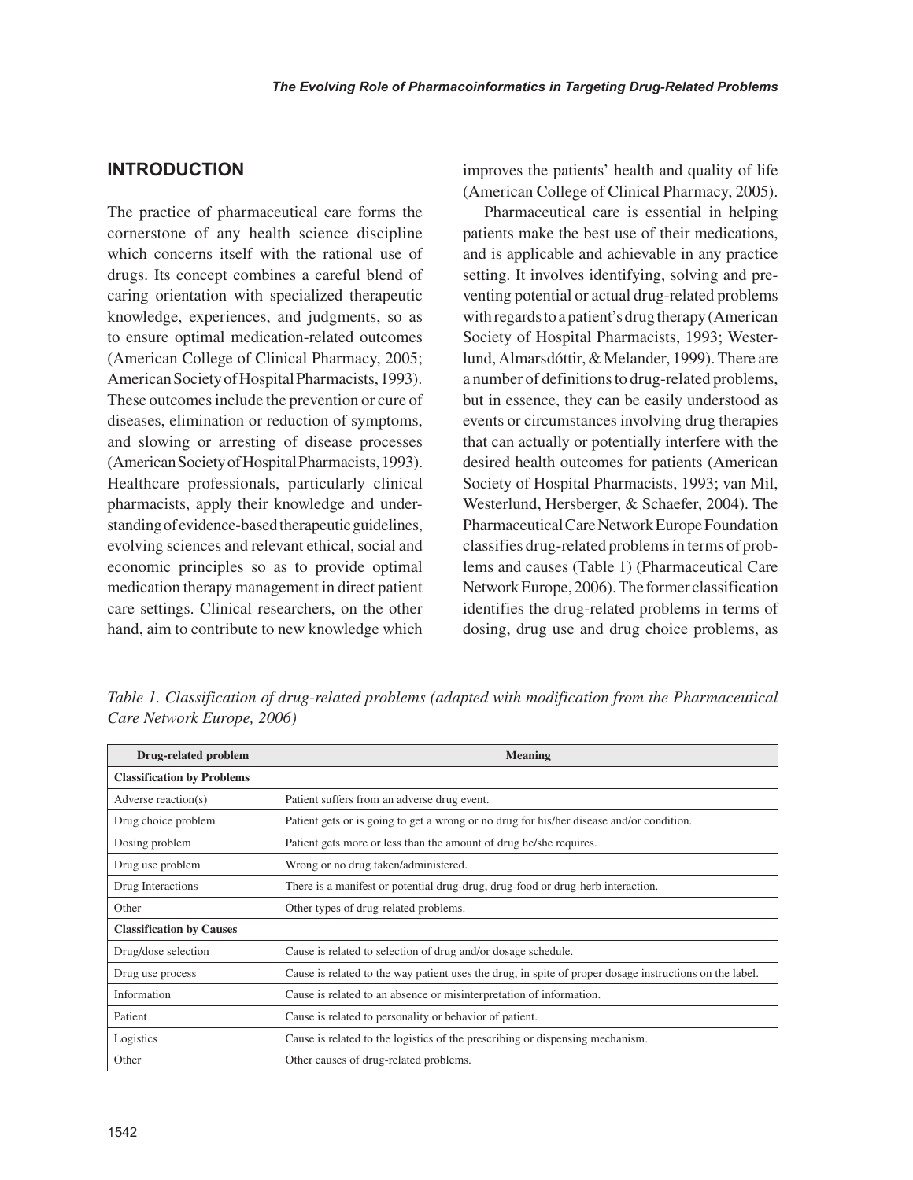## INTRODUCTION

The practice of pharmaceutical care forms the cornerstone of any health science discipline which concerns itself with the rational use of drugs. Its concept combines a careful blend of caring orientation with specialized therapeutic knowledge, experiences, and judgments, so as to ensure optimal medication-related outcomes (American College of Clinical Pharmacy, 2005; American Society of Hospital Pharmacists, 1993). These outcomes include the prevention or cure of diseases, elimination or reduction of symptoms, and slowing or arresting of disease processes (American Society of Hospital Pharmacists, 1993). Healthcare professionals, particularly clinical pharmacists, apply their knowledge and understanding of evidence-based therapeutic guidelines, evolving sciences and relevant ethical, social and economic principles so as to provide optimal medication therapy management in direct patient care settings. Clinical researchers, on the other hand, aim to contribute to new knowledge which improves the patients' health and quality of life (American College of Clinical Pharmacy, 2005).

Pharmaceutical care is essential in helping patients make the best use of their medications, and is applicable and achievable in any practice setting. It involves identifying, solving and preventing potential or actual drug-related problems with regards to a patient's drug therapy (American Society of Hospital Pharmacists, 1993; Westerlund, Almarsdóttir, & Melander, 1999). There are a number of definitions to drug-related problems, but in essence, they can be easily understood as events or circumstances involving drug therapies that can actually or potentially interfere with the desired health outcomes for patients (American Society of Hospital Pharmacists, 1993; van Mil, Westerlund, Hersberger, & Schaefer, 2004). The Pharmaceutical Care Network Europe Foundation classifies drug-related problems in terms of problems and causes (Table 1) (Pharmaceutical Care Network Europe, 2006). The former classification identifies the drug-related problems in terms of dosing, drug use and drug choice problems, as

*Table 1. Classification of drug-related problems (adapted with modification from the Pharmaceutical Care Network Europe, 2006)*

| Drug-related problem | Meaning |
|---|---|
| **Classification by Problems** | |
| Adverse reaction(s) | Patient suffers from an adverse drug event. |
| Drug choice problem | Patient gets or is going to get a wrong or no drug for his/her disease and/or condition. |
| Dosing problem | Patient gets more or less than the amount of drug he/she requires. |
| Drug use problem | Wrong or no drug taken/administered. |
| Drug Interactions | There is a manifest or potential drug-drug, drug-food or drug-herb interaction. |
| Other | Other types of drug-related problems. |
| **Classification by Causes** | |
| Drug/dose selection | Cause is related to selection of drug and/or dosage schedule. |
| Drug use process | Cause is related to the way patient uses the drug, in spite of proper dosage instructions on the label. |
| Information | Cause is related to an absence or misinterpretation of information. |
| Patient | Cause is related to personality or behavior of patient. |
| Logistics | Cause is related to the logistics of the prescribing or dispensing mechanism. |
| Other | Other causes of drug-related problems. |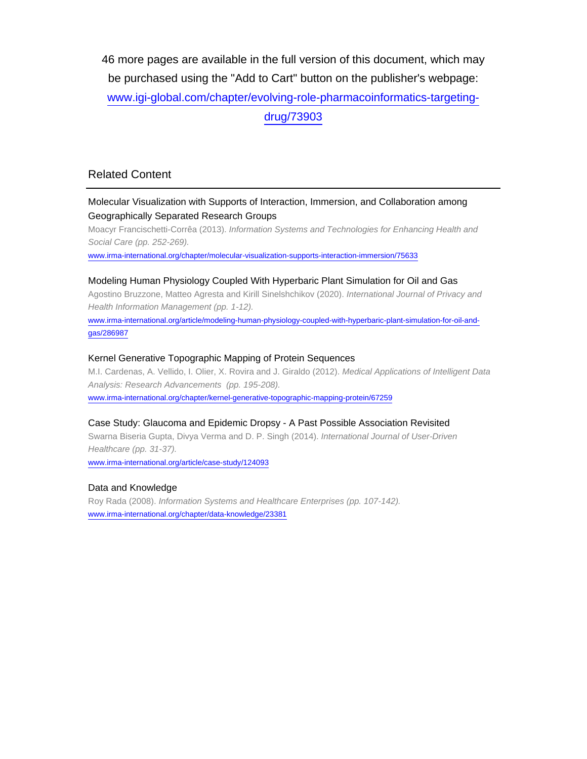46 more pages are available in the full version of this document, which may be purchased using the "Add to Cart" button on the publisher's webpage: www.igi-global.com/chapter/evolving-role-pharmacoinformatics-targeting-drug/73903

## Related Content

### Molecular Visualization with Supports of Interaction, Immersion, and Collaboration among Geographically Separated Research Groups

Moacyr Francischetti-Corrêa (2013). *Information Systems and Technologies for Enhancing Health and Social Care (pp. 252-269).*

www.irma-international.org/chapter/molecular-visualization-supports-interaction-immersion/75633

### Modeling Human Physiology Coupled With Hyperbaric Plant Simulation for Oil and Gas

Agostino Bruzzone, Matteo Agresta and Kirill Sinelshchikov (2020). *International Journal of Privacy and Health Information Management (pp. 1-12).*

www.irma-international.org/article/modeling-human-physiology-coupled-with-hyperbaric-plant-simulation-for-oil-and-gas/286987

### Kernel Generative Topographic Mapping of Protein Sequences

M.I. Cardenas, A. Vellido, I. Olier, X. Rovira and J. Giraldo (2012). *Medical Applications of Intelligent Data Analysis: Research Advancements (pp. 195-208).*

www.irma-international.org/chapter/kernel-generative-topographic-mapping-protein/67259

### Case Study: Glaucoma and Epidemic Dropsy - A Past Possible Association Revisited

Swarna Biseria Gupta, Divya Verma and D. P. Singh (2014). *International Journal of User-Driven Healthcare (pp. 31-37).*

www.irma-international.org/article/case-study/124093

### Data and Knowledge

Roy Rada (2008). *Information Systems and Healthcare Enterprises (pp. 107-142).*

www.irma-international.org/chapter/data-knowledge/23381